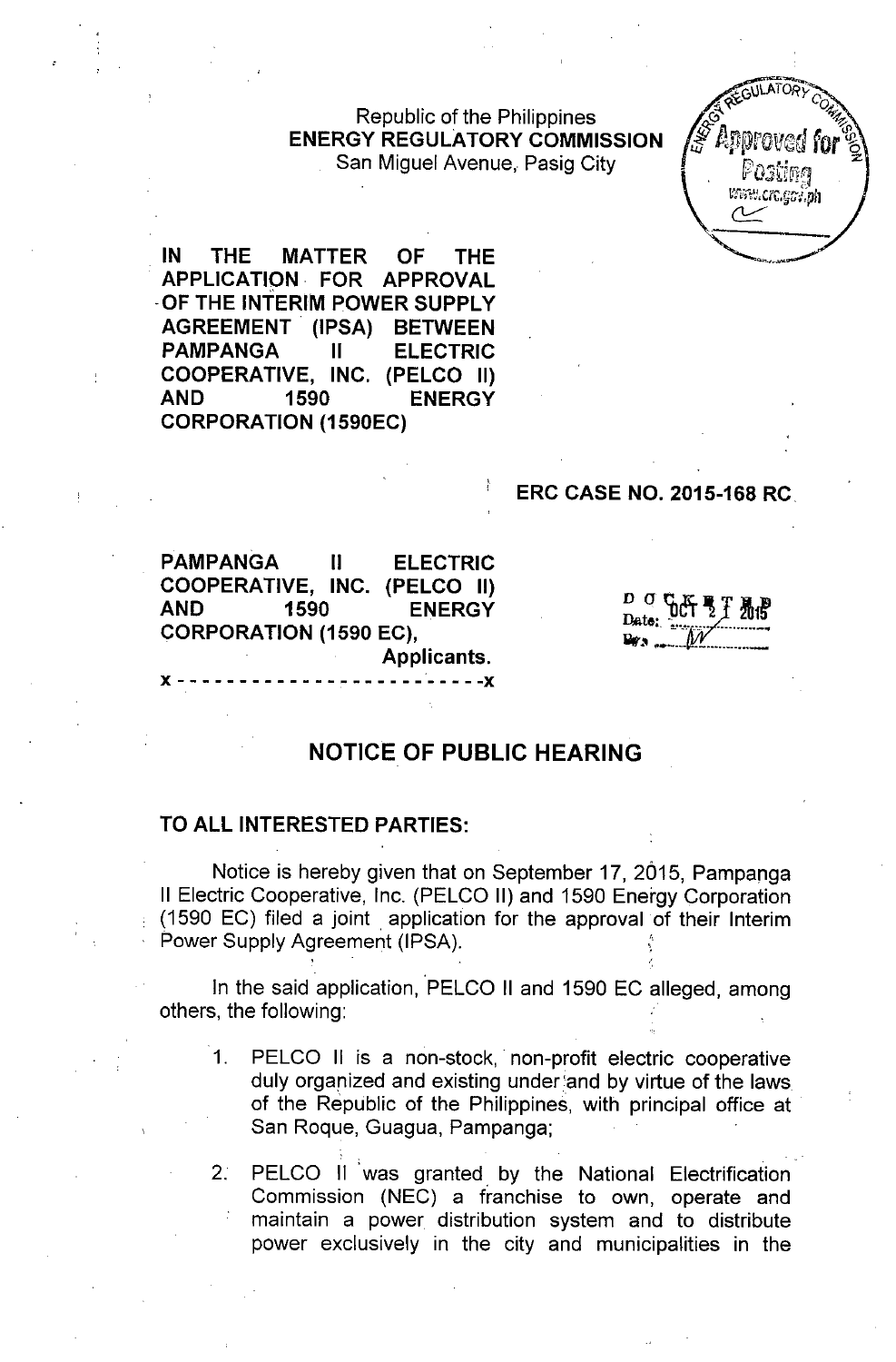Republic of the Philippines
**ENERGY REGULATORY COMMISSION**
San Miguel Avenue, Pasig City

**IN THE MATTER OF THE APPLICATION FOR APPROVAL OF THE INTERIM POWER SUPPLY AGREEMENT (IPSA) BETWEEN PAMPANGA II ELECTRIC COOPERATIVE, INC. (PELCO II) AND 1590 ENERGY CORPORATION (1590EC)**

**ERC CASE NO. 2015-168 RC**

**PAMPANGA II ELECTRIC COOPERATIVE, INC. (PELCO II) AND 1590 ENERGY CORPORATION (1590 EC),**
**Applicants.**

x - - - - - - - - - - - - - - - - - - - - - - - - - x

DOCKETED
Date: OCT 21 2015
By: ...

## NOTICE OF PUBLIC HEARING

**TO ALL INTERESTED PARTIES:**

Notice is hereby given that on September 17, 2015, Pampanga II Electric Cooperative, Inc. (PELCO II) and 1590 Energy Corporation (1590 EC) filed a joint application for the approval of their Interim Power Supply Agreement (IPSA).

In the said application, PELCO II and 1590 EC alleged, among others, the following:

1. PELCO II is a non-stock, non-profit electric cooperative duly organized and existing under and by virtue of the laws of the Republic of the Philippines, with principal office at San Roque, Guagua, Pampanga;

2. PELCO II was granted by the National Electrification Commission (NEC) a franchise to own, operate and maintain a power distribution system and to distribute power exclusively in the city and municipalities in the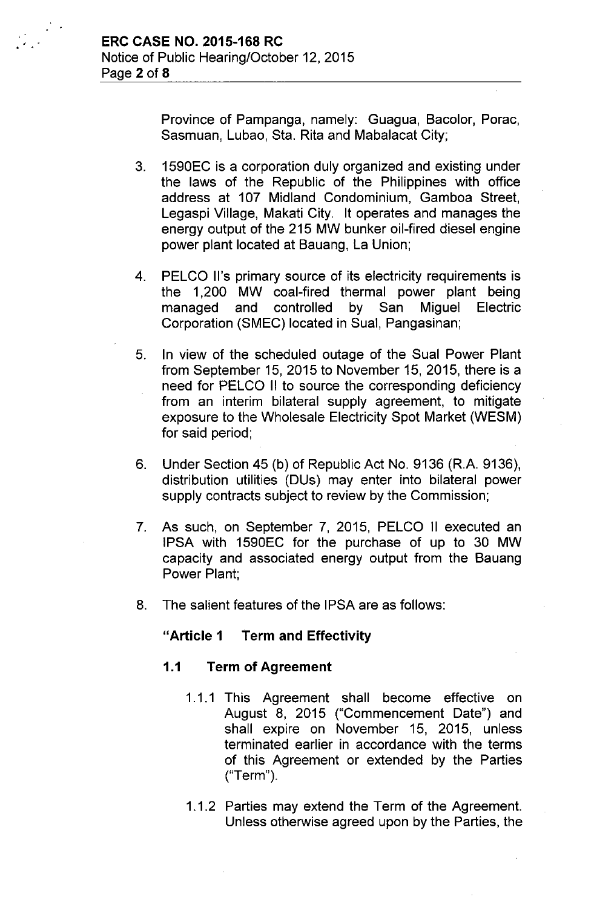Province of Pampanga, namely: Guagua, Bacolor, Porac, Sasmuan, Lubao, Sta. Rita and Mabalacat City;

3. 1590EC is a corporation duly organized and existing under the laws of the Republic of the Philippines with office address at 107 Midland Condominium, Gamboa Street, Legaspi Village, Makati City. It operates and manages the energy output of the 215 MW bunker oil-fired diesel engine power plant located at Bauang, La Union;

4. PELCO II's primary source of its electricity requirements is the 1,200 MW coal-fired thermal power plant being managed and controlled by San Miguel Electric Corporation (SMEC) located in Sual, Pangasinan;

5. In view of the scheduled outage of the Sual Power Plant from September 15, 2015 to November 15, 2015, there is a need for PELCO II to source the corresponding deficiency from an interim bilateral supply agreement, to mitigate exposure to the Wholesale Electricity Spot Market (WESM) for said period;

6. Under Section 45 (b) of Republic Act No. 9136 (R.A. 9136), distribution utilities (DUs) may enter into bilateral power supply contracts subject to review by the Commission;

7. As such, on September 7, 2015, PELCO II executed an IPSA with 1590EC for the purchase of up to 30 MW capacity and associated energy output from the Bauang Power Plant;

8. The salient features of the IPSA are as follows:

**"Article 1 Term and Effectivity**

**1.1 Term of Agreement**

1.1.1 This Agreement shall become effective on August 8, 2015 ("Commencement Date") and shall expire on November 15, 2015, unless terminated earlier in accordance with the terms of this Agreement or extended by the Parties ("Term").

1.1.2 Parties may extend the Term of the Agreement. Unless otherwise agreed upon by the Parties, the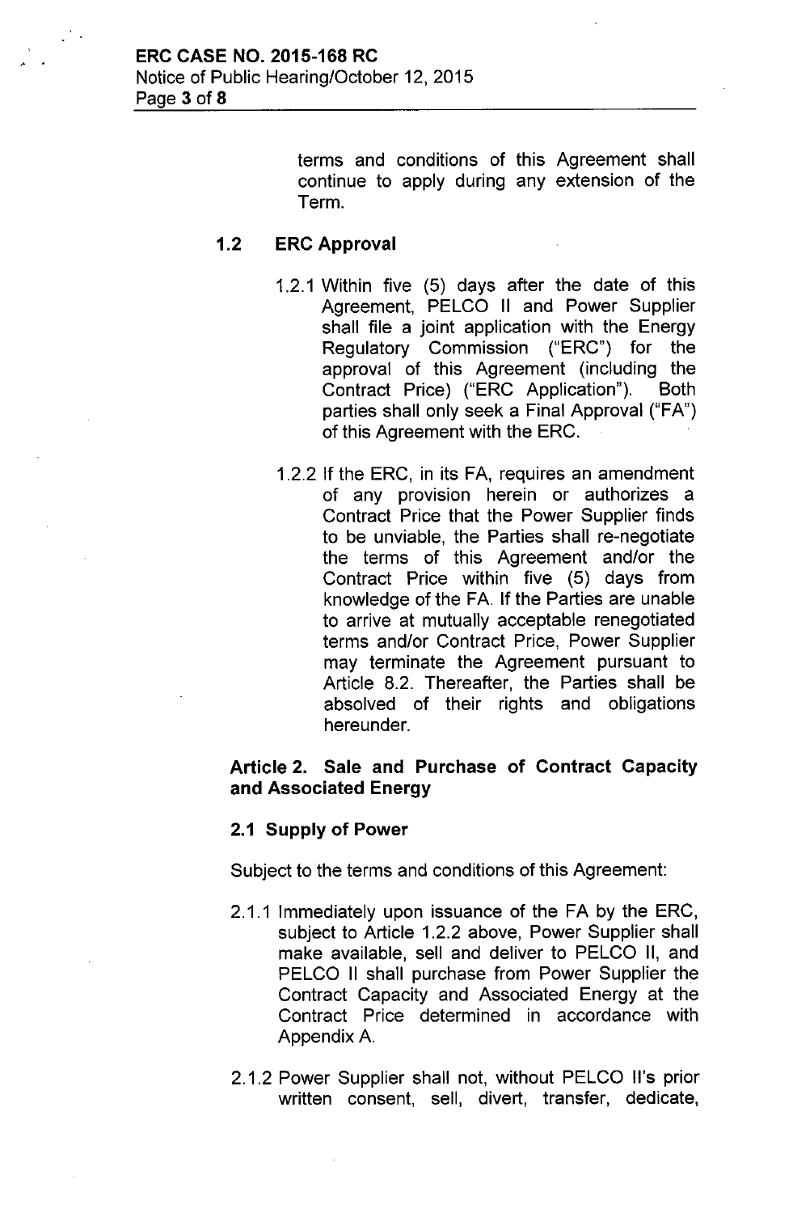terms and conditions of this Agreement shall continue to apply during any extension of the Term.

### 1.2 ERC Approval

1.2.1 Within five (5) days after the date of this Agreement, PELCO II and Power Supplier shall file a joint application with the Energy Regulatory Commission ("ERC") for the approval of this Agreement (including the Contract Price) ("ERC Application"). Both parties shall only seek a Final Approval ("FA") of this Agreement with the ERC.

1.2.2 If the ERC, in its FA, requires an amendment of any provision herein or authorizes a Contract Price that the Power Supplier finds to be unviable, the Parties shall re-negotiate the terms of this Agreement and/or the Contract Price within five (5) days from knowledge of the FA. If the Parties are unable to arrive at mutually acceptable renegotiated terms and/or Contract Price, Power Supplier may terminate the Agreement pursuant to Article 8.2. Thereafter, the Parties shall be absolved of their rights and obligations hereunder.

## Article 2. Sale and Purchase of Contract Capacity and Associated Energy

### 2.1 Supply of Power

Subject to the terms and conditions of this Agreement:

2.1.1 Immediately upon issuance of the FA by the ERC, subject to Article 1.2.2 above, Power Supplier shall make available, sell and deliver to PELCO II, and PELCO II shall purchase from Power Supplier the Contract Capacity and Associated Energy at the Contract Price determined in accordance with Appendix A.

2.1.2 Power Supplier shall not, without PELCO II's prior written consent, sell, divert, transfer, dedicate,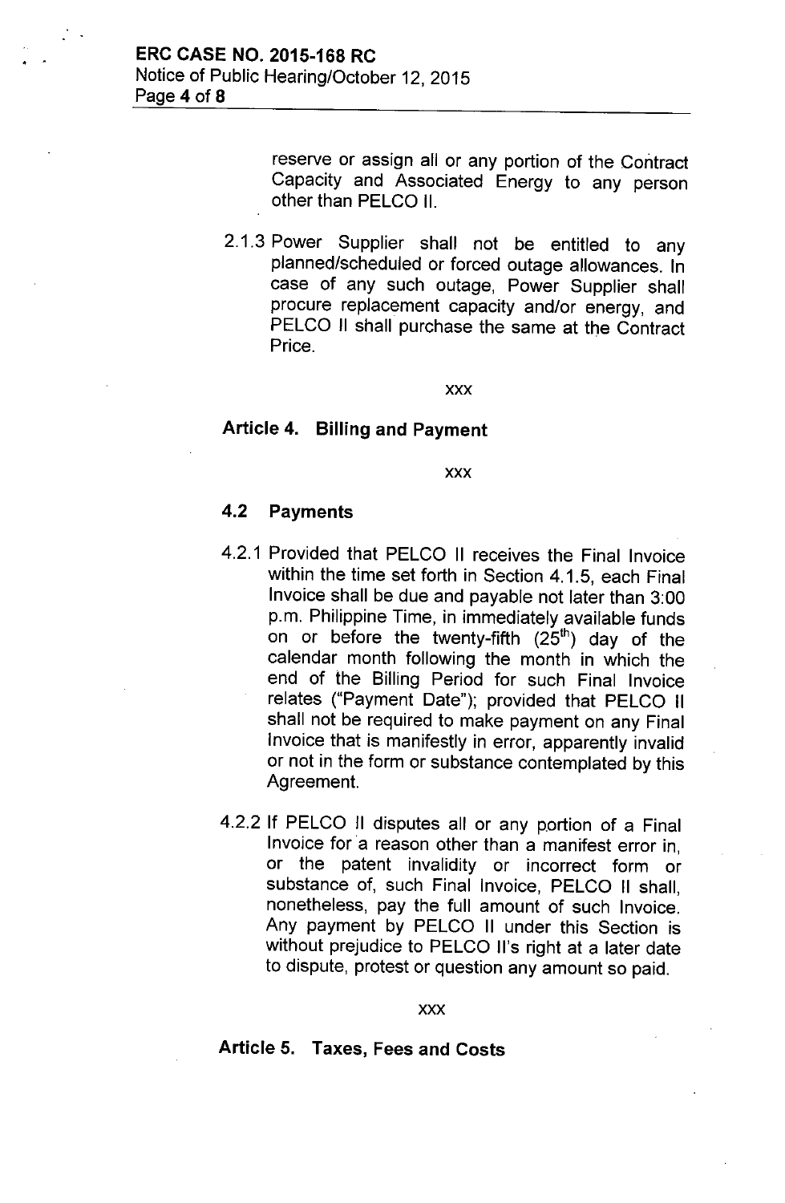reserve or assign all or any portion of the Contract Capacity and Associated Energy to any person other than PELCO II.

2.1.3 Power Supplier shall not be entitled to any planned/scheduled or forced outage allowances. In case of any such outage, Power Supplier shall procure replacement capacity and/or energy, and PELCO II shall purchase the same at the Contract Price.

xxx

### Article 4. Billing and Payment

xxx

### 4.2 Payments

4.2.1 Provided that PELCO II receives the Final Invoice within the time set forth in Section 4.1.5, each Final Invoice shall be due and payable not later than 3:00 p.m. Philippine Time, in immediately available funds on or before the twenty-fifth ($25^{th}$) day of the calendar month following the month in which the end of the Billing Period for such Final Invoice relates ("Payment Date"); provided that PELCO II shall not be required to make payment on any Final Invoice that is manifestly in error, apparently invalid or not in the form or substance contemplated by this Agreement.

4.2.2 If PELCO II disputes all or any portion of a Final Invoice for a reason other than a manifest error in, or the patent invalidity or incorrect form or substance of, such Final Invoice, PELCO II shall, nonetheless, pay the full amount of such Invoice. Any payment by PELCO II under this Section is without prejudice to PELCO II's right at a later date to dispute, protest or question any amount so paid.

xxx

### Article 5. Taxes, Fees and Costs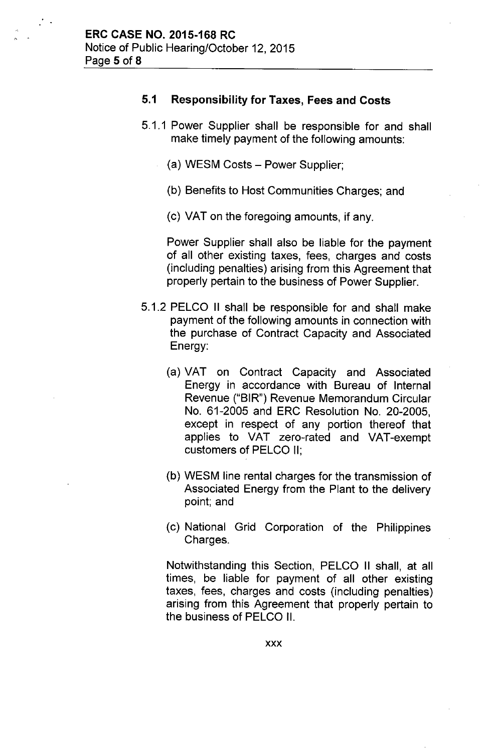### 5.1 Responsibility for Taxes, Fees and Costs

5.1.1 Power Supplier shall be responsible for and shall make timely payment of the following amounts:

(a) WESM Costs – Power Supplier;

(b) Benefits to Host Communities Charges; and

(c) VAT on the foregoing amounts, if any.

Power Supplier shall also be liable for the payment of all other existing taxes, fees, charges and costs (including penalties) arising from this Agreement that properly pertain to the business of Power Supplier.

5.1.2 PELCO II shall be responsible for and shall make payment of the following amounts in connection with the purchase of Contract Capacity and Associated Energy:

(a) VAT on Contract Capacity and Associated Energy in accordance with Bureau of Internal Revenue ("BIR") Revenue Memorandum Circular No. 61-2005 and ERC Resolution No. 20-2005, except in respect of any portion thereof that applies to VAT zero-rated and VAT-exempt customers of PELCO II;

(b) WESM line rental charges for the transmission of Associated Energy from the Plant to the delivery point; and

(c) National Grid Corporation of the Philippines Charges.

Notwithstanding this Section, PELCO II shall, at all times, be liable for payment of all other existing taxes, fees, charges and costs (including penalties) arising from this Agreement that properly pertain to the business of PELCO II.

xxx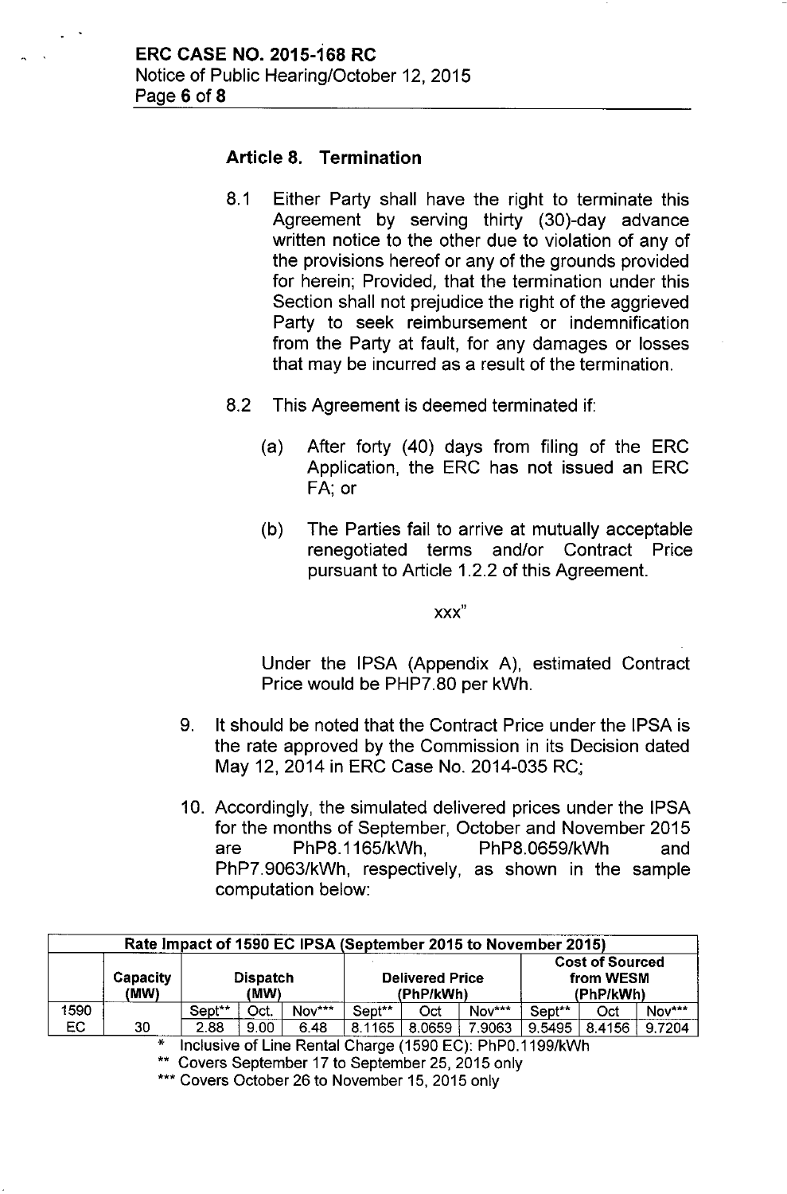#### Article 8. Termination

8.1 Either Party shall have the right to terminate this Agreement by serving thirty (30)-day advance written notice to the other due to violation of any of the provisions hereof or any of the grounds provided for herein; Provided, that the termination under this Section shall not prejudice the right of the aggrieved Party to seek reimbursement or indemnification from the Party at fault, for any damages or losses that may be incurred as a result of the termination.

8.2 This Agreement is deemed terminated if:

(a) After forty (40) days from filing of the ERC Application, the ERC has not issued an ERC FA; or

(b) The Parties fail to arrive at mutually acceptable renegotiated terms and/or Contract Price pursuant to Article 1.2.2 of this Agreement.

xxx"

Under the IPSA (Appendix A), estimated Contract Price would be PHP7.80 per kWh.

9. It should be noted that the Contract Price under the IPSA is the rate approved by the Commission in its Decision dated May 12, 2014 in ERC Case No. 2014-035 RC;

10. Accordingly, the simulated delivered prices under the IPSA for the months of September, October and November 2015 are PhP8.1165/kWh, PhP8.0659/kWh and PhP7.9063/kWh, respectively, as shown in the sample computation below:

| Rate Impact of 1590 EC IPSA (September 2015 to November 2015) | | | | | | | | | | |
|---|---|---|---|---|---|---|---|---|---|---|
| | Capacity (MW) | Dispatch (MW) | | | Delivered Price (PhP/kWh) | | | Cost of Sourced from WESM (PhP/kWh) | | |
| | | Sept** | Oct. | Nov*** | Sept** | Oct | Nov*** | Sept** | Oct | Nov*** |
| 1590 EC | 30 | 2.88 | 9.00 | 6.48 | 8.1165 | 8.0659 | 7.9063 | 9.5495 | 8.4156 | 9.7204 |

\* Inclusive of Line Rental Charge (1590 EC): PhP0.1199/kWh

** Covers September 17 to September 25, 2015 only

*** Covers October 26 to November 15, 2015 only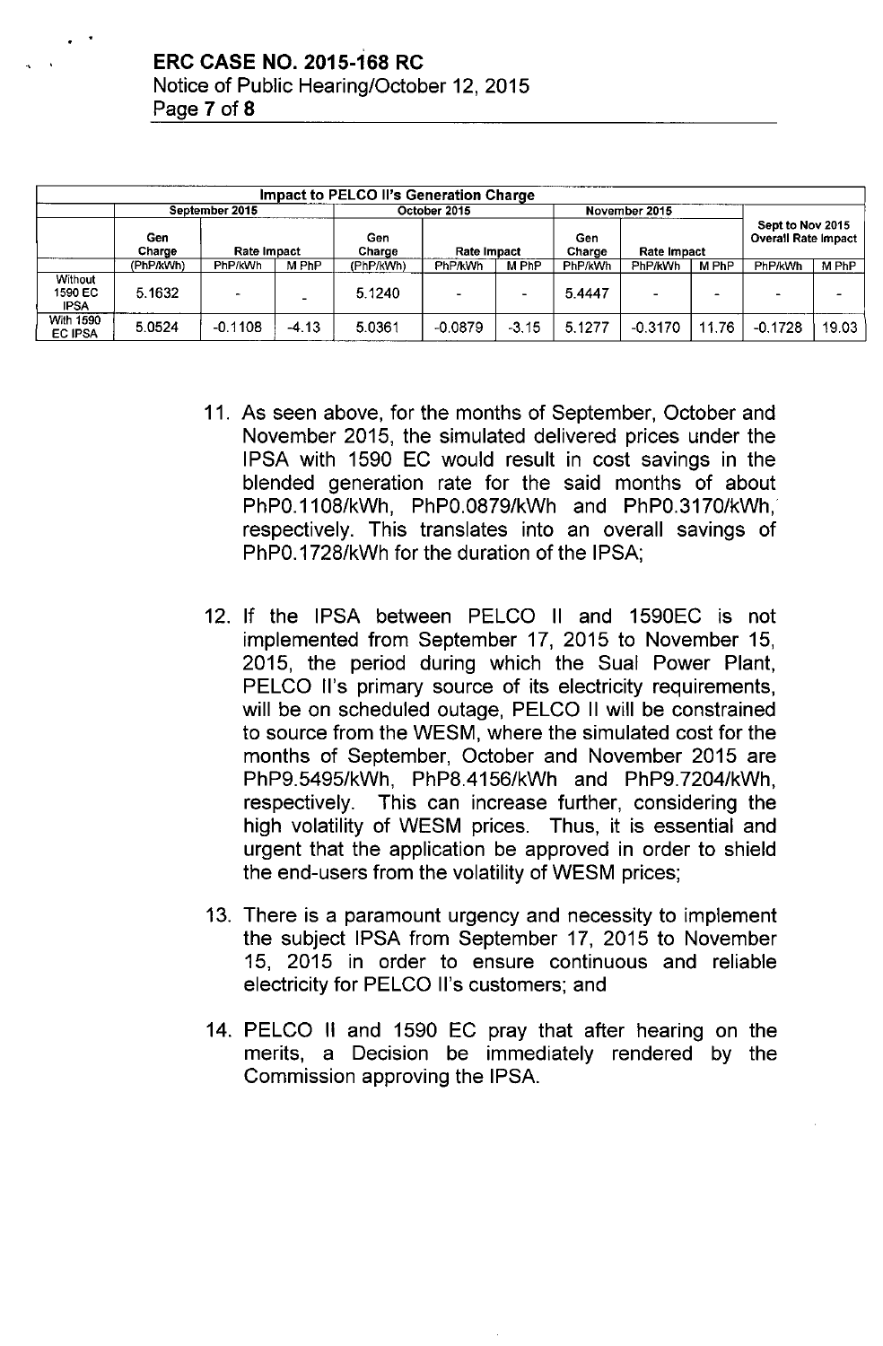| Impact to PELCO II's Generation Charge | | | | | | | | | | | |
|---|---|---|---|---|---|---|---|---|---|---|---|
| | September 2015 | | | October 2015 | | | November 2015 | | | Sept to Nov 2015 Overall Rate Impact | |
| | Gen Charge | Rate Impact | | Gen Charge | Rate Impact | | Gen Charge | Rate Impact | | | |
| | (PhP/kWh) | PhP/kWh | M PhP | (PhP/kWh) | PhP/kWh | M PhP | PhP/kWh | PhP/kWh | M PhP | PhP/kWh | M PhP |
| Without 1590 EC IPSA | 5.1632 | - | - | 5.1240 | - | - | 5.4447 | - | - | - | - |
| With 1590 EC IPSA | 5.0524 | -0.1108 | -4.13 | 5.0361 | -0.0879 | -3.15 | 5.1277 | -0.3170 | 11.76 | -0.1728 | 19.03 |

11. As seen above, for the months of September, October and November 2015, the simulated delivered prices under the IPSA with 1590 EC would result in cost savings in the blended generation rate for the said months of about PhP0.1108/kWh, PhP0.0879/kWh and PhP0.3170/kWh, respectively. This translates into an overall savings of PhP0.1728/kWh for the duration of the IPSA;

12. If the IPSA between PELCO II and 1590EC is not implemented from September 17, 2015 to November 15, 2015, the period during which the Sual Power Plant, PELCO II's primary source of its electricity requirements, will be on scheduled outage, PELCO II will be constrained to source from the WESM, where the simulated cost for the months of September, October and November 2015 are PhP9.5495/kWh, PhP8.4156/kWh and PhP9.7204/kWh, respectively. This can increase further, considering the high volatility of WESM prices. Thus, it is essential and urgent that the application be approved in order to shield the end-users from the volatility of WESM prices;

13. There is a paramount urgency and necessity to implement the subject IPSA from September 17, 2015 to November 15, 2015 in order to ensure continuous and reliable electricity for PELCO II's customers; and

14. PELCO II and 1590 EC pray that after hearing on the merits, a Decision be immediately rendered by the Commission approving the IPSA.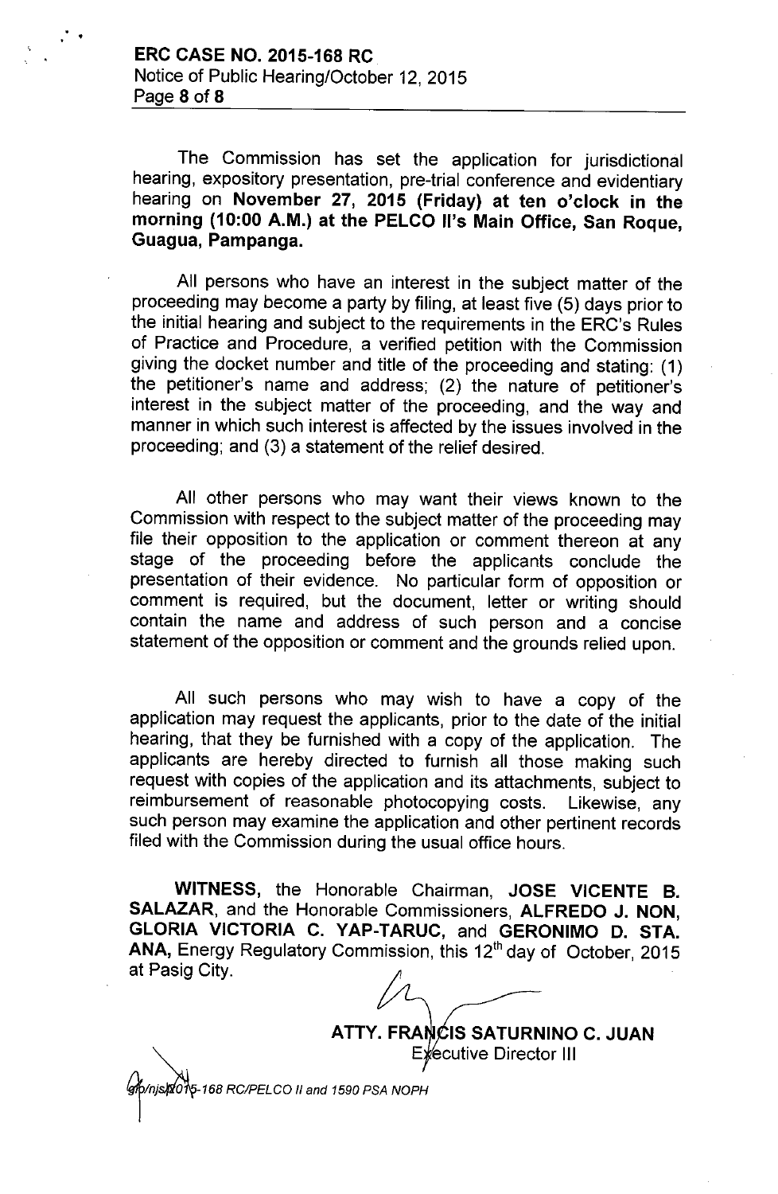The Commission has set the application for jurisdictional hearing, expository presentation, pre-trial conference and evidentiary hearing on **November 27, 2015 (Friday) at ten o'clock in the morning (10:00 A.M.) at the PELCO II's Main Office, San Roque, Guagua, Pampanga.**

All persons who have an interest in the subject matter of the proceeding may become a party by filing, at least five (5) days prior to the initial hearing and subject to the requirements in the ERC's Rules of Practice and Procedure, a verified petition with the Commission giving the docket number and title of the proceeding and stating: (1) the petitioner's name and address; (2) the nature of petitioner's interest in the subject matter of the proceeding, and the way and manner in which such interest is affected by the issues involved in the proceeding; and (3) a statement of the relief desired.

All other persons who may want their views known to the Commission with respect to the subject matter of the proceeding may file their opposition to the application or comment thereon at any stage of the proceeding before the applicants conclude the presentation of their evidence. No particular form of opposition or comment is required, but the document, letter or writing should contain the name and address of such person and a concise statement of the opposition or comment and the grounds relied upon.

All such persons who may wish to have a copy of the application may request the applicants, prior to the date of the initial hearing, that they be furnished with a copy of the application. The applicants are hereby directed to furnish all those making such request with copies of the application and its attachments, subject to reimbursement of reasonable photocopying costs. Likewise, any such person may examine the application and other pertinent records filed with the Commission during the usual office hours.

**WITNESS,** the Honorable Chairman, **JOSE VICENTE B. SALAZAR,** and the Honorable Commissioners, **ALFREDO J. NON, GLORIA VICTORIA C. YAP-TARUC,** and **GERONIMO D. STA. ANA,** Energy Regulatory Commission, this 12th day of October, 2015 at Pasig City.

**ATTY. FRANCIS SATURNINO C. JUAN**
Executive Director III

*gb/njs/2015-168 RC/PELCO II and 1590 PSA NOPH*